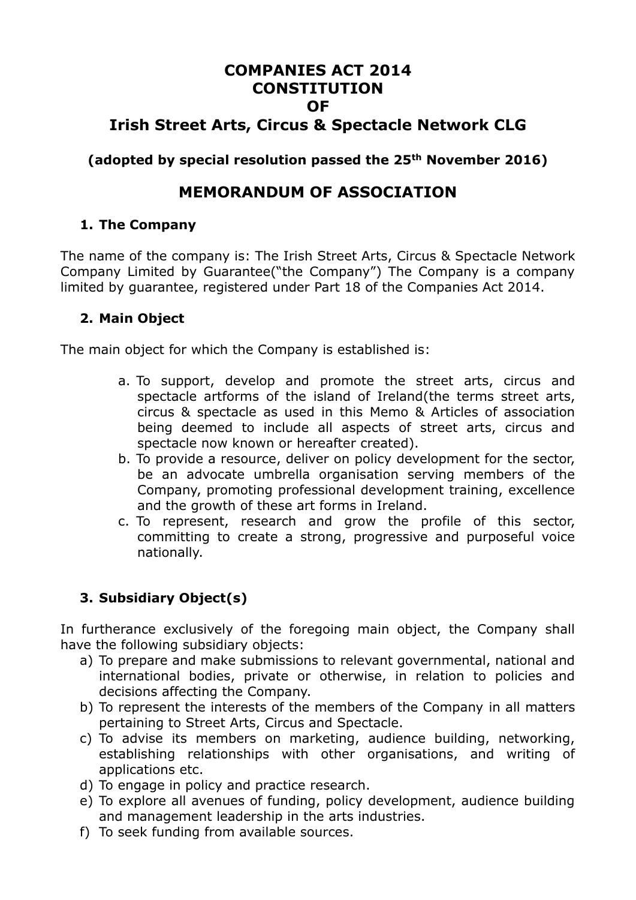# COMPANIES ACT 2014
# CONSTITUTION
# OF
# Irish Street Arts, Circus & Spectacle Network CLG

**(adopted by special resolution passed the 25th November 2016)**

## MEMORANDUM OF ASSOCIATION

### 1. The Company

The name of the company is: The Irish Street Arts, Circus & Spectacle Network Company Limited by Guarantee("the Company") The Company is a company limited by guarantee, registered under Part 18 of the Companies Act 2014.

### 2. Main Object

The main object for which the Company is established is:

a. To support, develop and promote the street arts, circus and spectacle artforms of the island of Ireland(the terms street arts, circus & spectacle as used in this Memo & Articles of association being deemed to include all aspects of street arts, circus and spectacle now known or hereafter created).
b. To provide a resource, deliver on policy development for the sector, be an advocate umbrella organisation serving members of the Company, promoting professional development training, excellence and the growth of these art forms in Ireland.
c. To represent, research and grow the profile of this sector, committing to create a strong, progressive and purposeful voice nationally.

### 3. Subsidiary Object(s)

In furtherance exclusively of the foregoing main object, the Company shall have the following subsidiary objects:

a) To prepare and make submissions to relevant governmental, national and international bodies, private or otherwise, in relation to policies and decisions affecting the Company.
b) To represent the interests of the members of the Company in all matters pertaining to Street Arts, Circus and Spectacle.
c) To advise its members on marketing, audience building, networking, establishing relationships with other organisations, and writing of applications etc.
d) To engage in policy and practice research.
e) To explore all avenues of funding, policy development, audience building and management leadership in the arts industries.
f) To seek funding from available sources.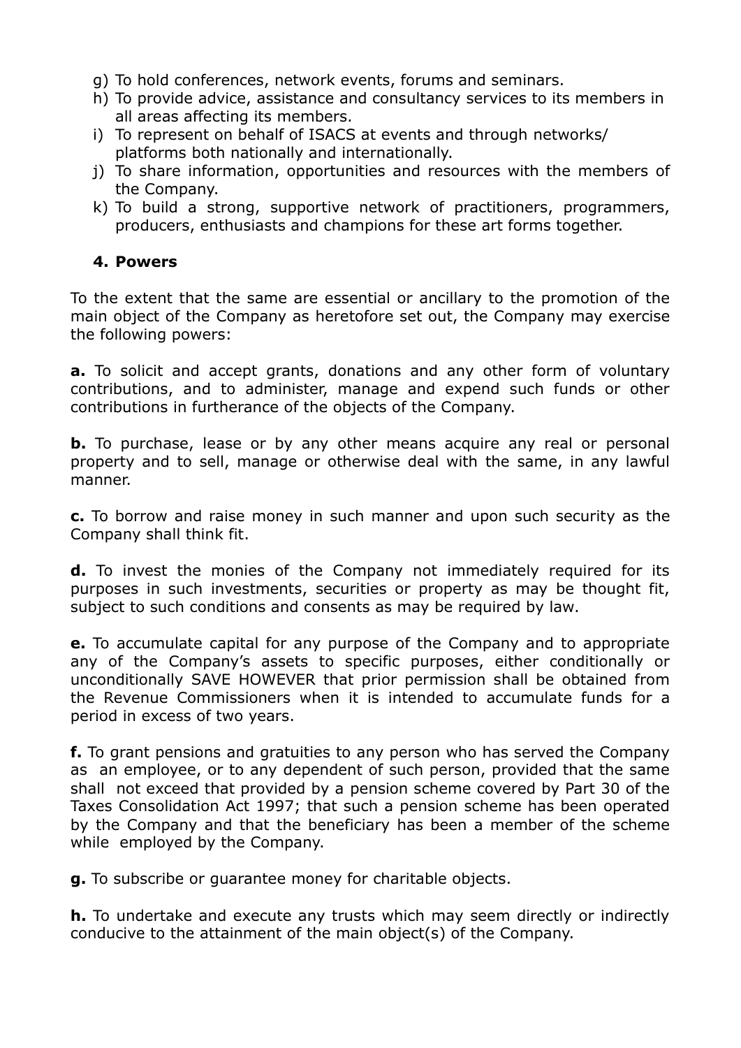g) To hold conferences, network events, forums and seminars.
h) To provide advice, assistance and consultancy services to its members in all areas affecting its members.
i) To represent on behalf of ISACS at events and through networks/ platforms both nationally and internationally.
j) To share information, opportunities and resources with the members of the Company.
k) To build a strong, supportive network of practitioners, programmers, producers, enthusiasts and champions for these art forms together.

**4. Powers**

To the extent that the same are essential or ancillary to the promotion of the main object of the Company as heretofore set out, the Company may exercise the following powers:

**a.** To solicit and accept grants, donations and any other form of voluntary contributions, and to administer, manage and expend such funds or other contributions in furtherance of the objects of the Company.

**b.** To purchase, lease or by any other means acquire any real or personal property and to sell, manage or otherwise deal with the same, in any lawful manner.

**c.** To borrow and raise money in such manner and upon such security as the Company shall think fit.

**d.** To invest the monies of the Company not immediately required for its purposes in such investments, securities or property as may be thought fit, subject to such conditions and consents as may be required by law.

**e.** To accumulate capital for any purpose of the Company and to appropriate any of the Company's assets to specific purposes, either conditionally or unconditionally SAVE HOWEVER that prior permission shall be obtained from the Revenue Commissioners when it is intended to accumulate funds for a period in excess of two years.

**f.** To grant pensions and gratuities to any person who has served the Company as an employee, or to any dependent of such person, provided that the same shall not exceed that provided by a pension scheme covered by Part 30 of the Taxes Consolidation Act 1997; that such a pension scheme has been operated by the Company and that the beneficiary has been a member of the scheme while employed by the Company.

**g.** To subscribe or guarantee money for charitable objects.

**h.** To undertake and execute any trusts which may seem directly or indirectly conducive to the attainment of the main object(s) of the Company.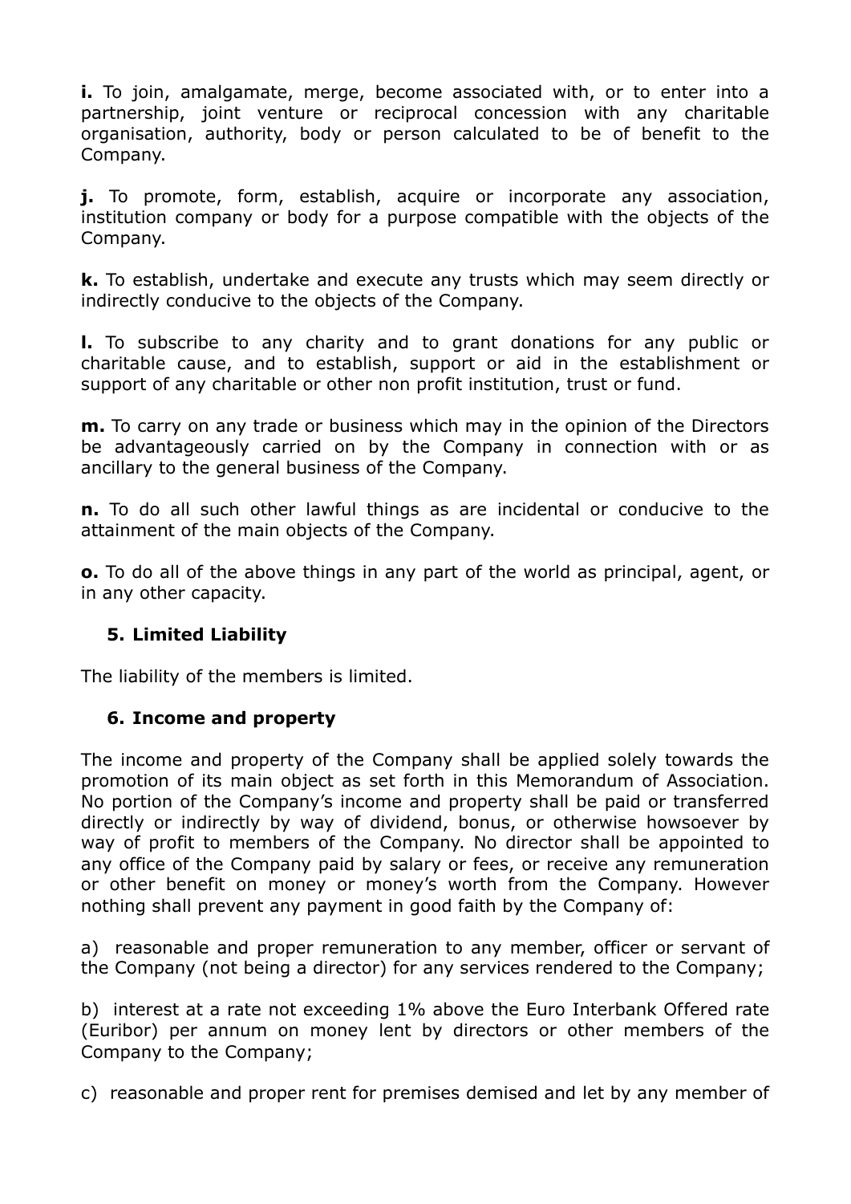**i.** To join, amalgamate, merge, become associated with, or to enter into a partnership, joint venture or reciprocal concession with any charitable organisation, authority, body or person calculated to be of benefit to the Company.

**j.** To promote, form, establish, acquire or incorporate any association, institution company or body for a purpose compatible with the objects of the Company.

**k.** To establish, undertake and execute any trusts which may seem directly or indirectly conducive to the objects of the Company.

**l.** To subscribe to any charity and to grant donations for any public or charitable cause, and to establish, support or aid in the establishment or support of any charitable or other non profit institution, trust or fund.

**m.** To carry on any trade or business which may in the opinion of the Directors be advantageously carried on by the Company in connection with or as ancillary to the general business of the Company.

**n.** To do all such other lawful things as are incidental or conducive to the attainment of the main objects of the Company.

**o.** To do all of the above things in any part of the world as principal, agent, or in any other capacity.

## 5. Limited Liability

The liability of the members is limited.

## 6. Income and property

The income and property of the Company shall be applied solely towards the promotion of its main object as set forth in this Memorandum of Association. No portion of the Company's income and property shall be paid or transferred directly or indirectly by way of dividend, bonus, or otherwise howsoever by way of profit to members of the Company. No director shall be appointed to any office of the Company paid by salary or fees, or receive any remuneration or other benefit on money or money's worth from the Company. However nothing shall prevent any payment in good faith by the Company of:

a) reasonable and proper remuneration to any member, officer or servant of the Company (not being a director) for any services rendered to the Company;

b) interest at a rate not exceeding 1% above the Euro Interbank Offered rate (Euribor) per annum on money lent by directors or other members of the Company to the Company;

c) reasonable and proper rent for premises demised and let by any member of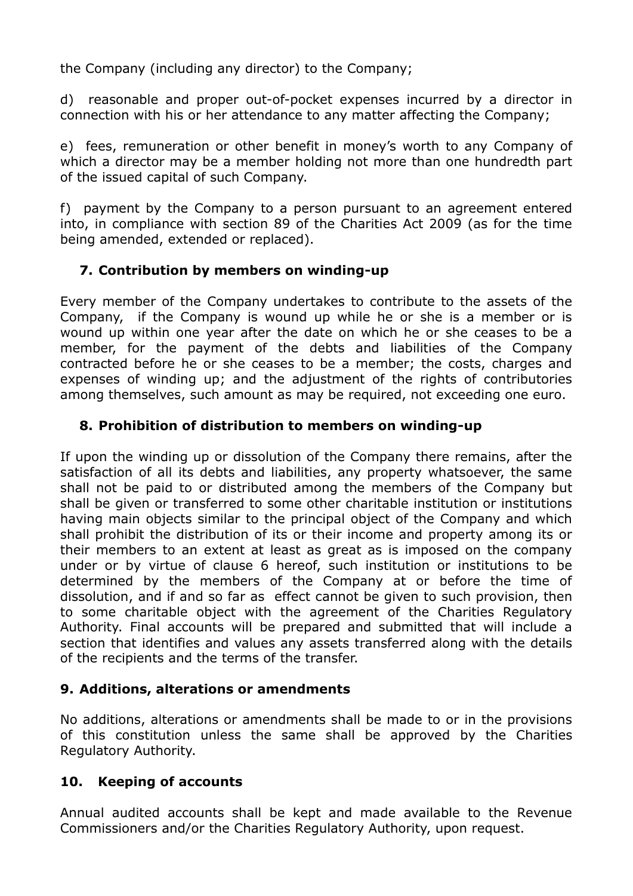the Company (including any director) to the Company;

d) reasonable and proper out-of-pocket expenses incurred by a director in connection with his or her attendance to any matter affecting the Company;

e) fees, remuneration or other benefit in money's worth to any Company of which a director may be a member holding not more than one hundredth part of the issued capital of such Company.

f) payment by the Company to a person pursuant to an agreement entered into, in compliance with section 89 of the Charities Act 2009 (as for the time being amended, extended or replaced).

## 7. Contribution by members on winding-up

Every member of the Company undertakes to contribute to the assets of the Company, if the Company is wound up while he or she is a member or is wound up within one year after the date on which he or she ceases to be a member, for the payment of the debts and liabilities of the Company contracted before he or she ceases to be a member; the costs, charges and expenses of winding up; and the adjustment of the rights of contributories among themselves, such amount as may be required, not exceeding one euro.

## 8. Prohibition of distribution to members on winding-up

If upon the winding up or dissolution of the Company there remains, after the satisfaction of all its debts and liabilities, any property whatsoever, the same shall not be paid to or distributed among the members of the Company but shall be given or transferred to some other charitable institution or institutions having main objects similar to the principal object of the Company and which shall prohibit the distribution of its or their income and property among its or their members to an extent at least as great as is imposed on the company under or by virtue of clause 6 hereof, such institution or institutions to be determined by the members of the Company at or before the time of dissolution, and if and so far as effect cannot be given to such provision, then to some charitable object with the agreement of the Charities Regulatory Authority. Final accounts will be prepared and submitted that will include a section that identifies and values any assets transferred along with the details of the recipients and the terms of the transfer.

## 9. Additions, alterations or amendments

No additions, alterations or amendments shall be made to or in the provisions of this constitution unless the same shall be approved by the Charities Regulatory Authority.

## 10. Keeping of accounts

Annual audited accounts shall be kept and made available to the Revenue Commissioners and/or the Charities Regulatory Authority, upon request.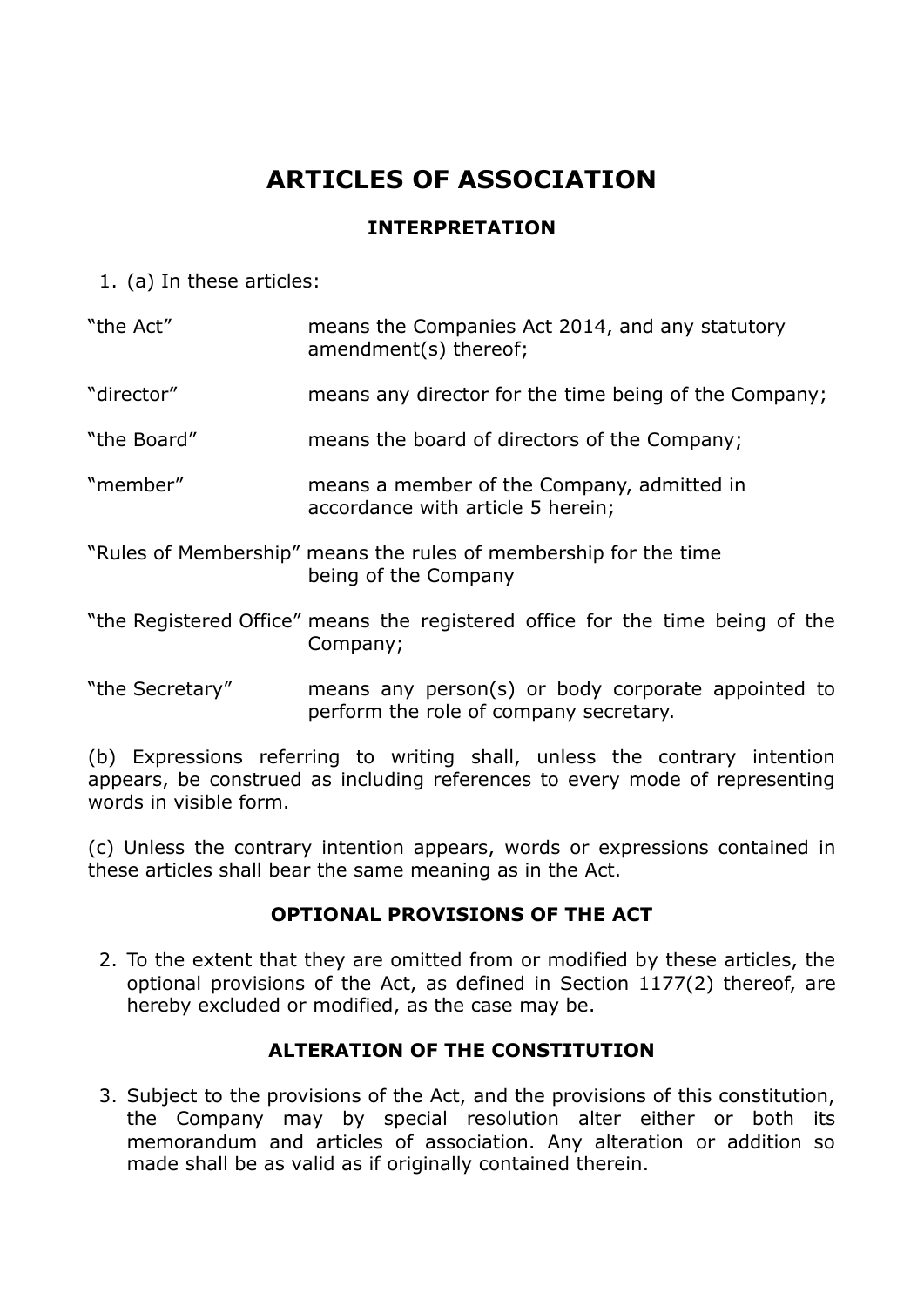# ARTICLES OF ASSOCIATION

## INTERPRETATION

1. (a) In these articles:

| | |
|---|---|
| "the Act" | means the Companies Act 2014, and any statutory amendment(s) thereof; |
| "director" | means any director for the time being of the Company; |
| "the Board" | means the board of directors of the Company; |
| "member" | means a member of the Company, admitted in accordance with article 5 herein; |
| "Rules of Membership" | means the rules of membership for the time being of the Company |
| "the Registered Office" | means the registered office for the time being of the Company; |
| "the Secretary" | means any person(s) or body corporate appointed to perform the role of company secretary. |

(b) Expressions referring to writing shall, unless the contrary intention appears, be construed as including references to every mode of representing words in visible form.

(c) Unless the contrary intention appears, words or expressions contained in these articles shall bear the same meaning as in the Act.

## OPTIONAL PROVISIONS OF THE ACT

2. To the extent that they are omitted from or modified by these articles, the optional provisions of the Act, as defined in Section 1177(2) thereof, are hereby excluded or modified, as the case may be.

## ALTERATION OF THE CONSTITUTION

3. Subject to the provisions of the Act, and the provisions of this constitution, the Company may by special resolution alter either or both its memorandum and articles of association. Any alteration or addition so made shall be as valid as if originally contained therein.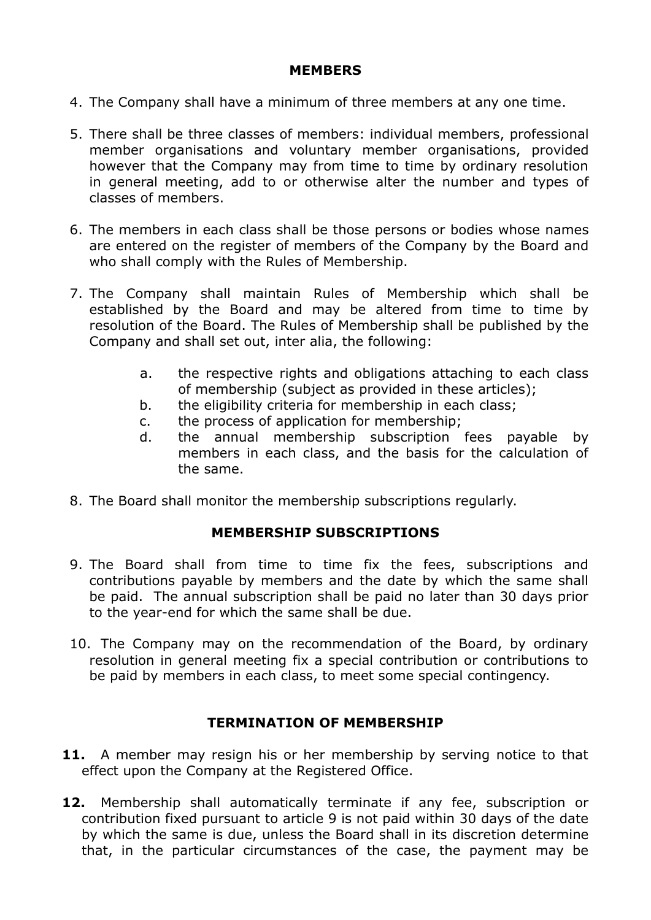## MEMBERS

4. The Company shall have a minimum of three members at any one time.

5. There shall be three classes of members: individual members, professional member organisations and voluntary member organisations, provided however that the Company may from time to time by ordinary resolution in general meeting, add to or otherwise alter the number and types of classes of members.

6. The members in each class shall be those persons or bodies whose names are entered on the register of members of the Company by the Board and who shall comply with the Rules of Membership.

7. The Company shall maintain Rules of Membership which shall be established by the Board and may be altered from time to time by resolution of the Board. The Rules of Membership shall be published by the Company and shall set out, inter alia, the following:

   a. the respective rights and obligations attaching to each class of membership (subject as provided in these articles);
   b. the eligibility criteria for membership in each class;
   c. the process of application for membership;
   d. the annual membership subscription fees payable by members in each class, and the basis for the calculation of the same.

8. The Board shall monitor the membership subscriptions regularly.

## MEMBERSHIP SUBSCRIPTIONS

9. The Board shall from time to time fix the fees, subscriptions and contributions payable by members and the date by which the same shall be paid. The annual subscription shall be paid no later than 30 days prior to the year-end for which the same shall be due.

10. The Company may on the recommendation of the Board, by ordinary resolution in general meeting fix a special contribution or contributions to be paid by members in each class, to meet some special contingency.

## TERMINATION OF MEMBERSHIP

**11.** A member may resign his or her membership by serving notice to that effect upon the Company at the Registered Office.

**12.** Membership shall automatically terminate if any fee, subscription or contribution fixed pursuant to article 9 is not paid within 30 days of the date by which the same is due, unless the Board shall in its discretion determine that, in the particular circumstances of the case, the payment may be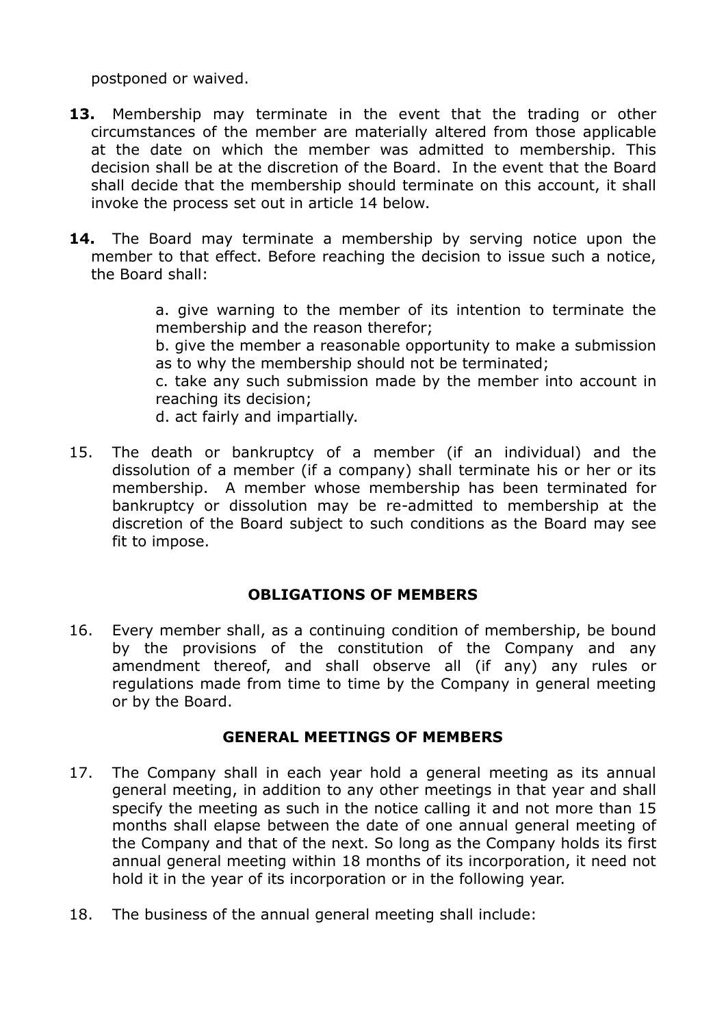postponed or waived.

**13.** Membership may terminate in the event that the trading or other circumstances of the member are materially altered from those applicable at the date on which the member was admitted to membership. This decision shall be at the discretion of the Board. In the event that the Board shall decide that the membership should terminate on this account, it shall invoke the process set out in article 14 below.

**14.** The Board may terminate a membership by serving notice upon the member to that effect. Before reaching the decision to issue such a notice, the Board shall:

> a. give warning to the member of its intention to terminate the membership and the reason therefor;
> b. give the member a reasonable opportunity to make a submission as to why the membership should not be terminated;
> c. take any such submission made by the member into account in reaching its decision;
> d. act fairly and impartially.

15. The death or bankruptcy of a member (if an individual) and the dissolution of a member (if a company) shall terminate his or her or its membership. A member whose membership has been terminated for bankruptcy or dissolution may be re-admitted to membership at the discretion of the Board subject to such conditions as the Board may see fit to impose.

## OBLIGATIONS OF MEMBERS

16. Every member shall, as a continuing condition of membership, be bound by the provisions of the constitution of the Company and any amendment thereof, and shall observe all (if any) any rules or regulations made from time to time by the Company in general meeting or by the Board.

## GENERAL MEETINGS OF MEMBERS

17. The Company shall in each year hold a general meeting as its annual general meeting, in addition to any other meetings in that year and shall specify the meeting as such in the notice calling it and not more than 15 months shall elapse between the date of one annual general meeting of the Company and that of the next. So long as the Company holds its first annual general meeting within 18 months of its incorporation, it need not hold it in the year of its incorporation or in the following year.

18. The business of the annual general meeting shall include: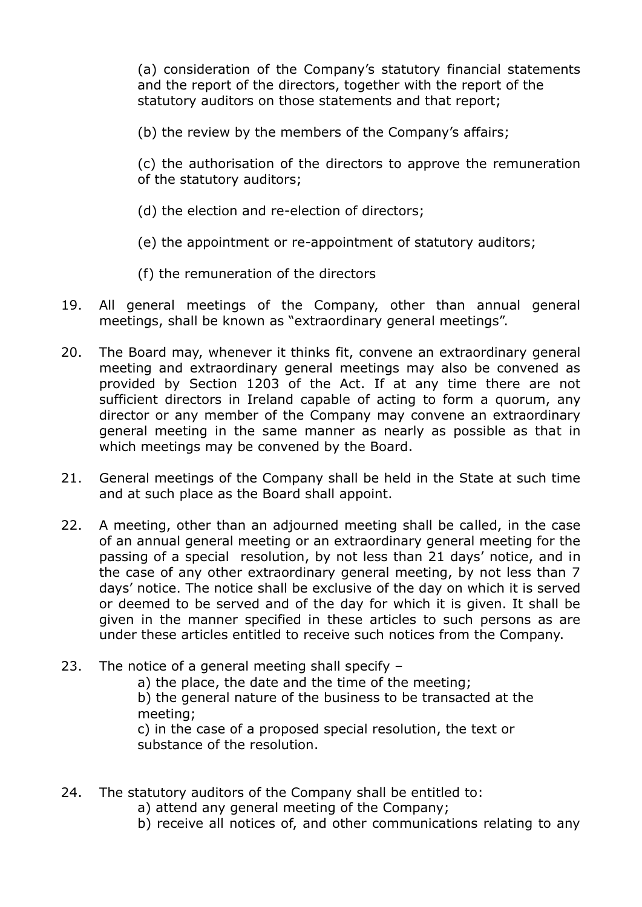(a) consideration of the Company's statutory financial statements and the report of the directors, together with the report of the statutory auditors on those statements and that report;

(b) the review by the members of the Company's affairs;

(c) the authorisation of the directors to approve the remuneration of the statutory auditors;

(d) the election and re-election of directors;

(e) the appointment or re-appointment of statutory auditors;

(f) the remuneration of the directors

19. All general meetings of the Company, other than annual general meetings, shall be known as "extraordinary general meetings".

20. The Board may, whenever it thinks fit, convene an extraordinary general meeting and extraordinary general meetings may also be convened as provided by Section 1203 of the Act. If at any time there are not sufficient directors in Ireland capable of acting to form a quorum, any director or any member of the Company may convene an extraordinary general meeting in the same manner as nearly as possible as that in which meetings may be convened by the Board.

21. General meetings of the Company shall be held in the State at such time and at such place as the Board shall appoint.

22. A meeting, other than an adjourned meeting shall be called, in the case of an annual general meeting or an extraordinary general meeting for the passing of a special resolution, by not less than 21 days' notice, and in the case of any other extraordinary general meeting, by not less than 7 days' notice. The notice shall be exclusive of the day on which it is served or deemed to be served and of the day for which it is given. It shall be given in the manner specified in these articles to such persons as are under these articles entitled to receive such notices from the Company.

23. The notice of a general meeting shall specify –

    a) the place, the date and the time of the meeting;

    b) the general nature of the business to be transacted at the meeting;

    c) in the case of a proposed special resolution, the text or substance of the resolution.

24. The statutory auditors of the Company shall be entitled to:

    a) attend any general meeting of the Company;

    b) receive all notices of, and other communications relating to any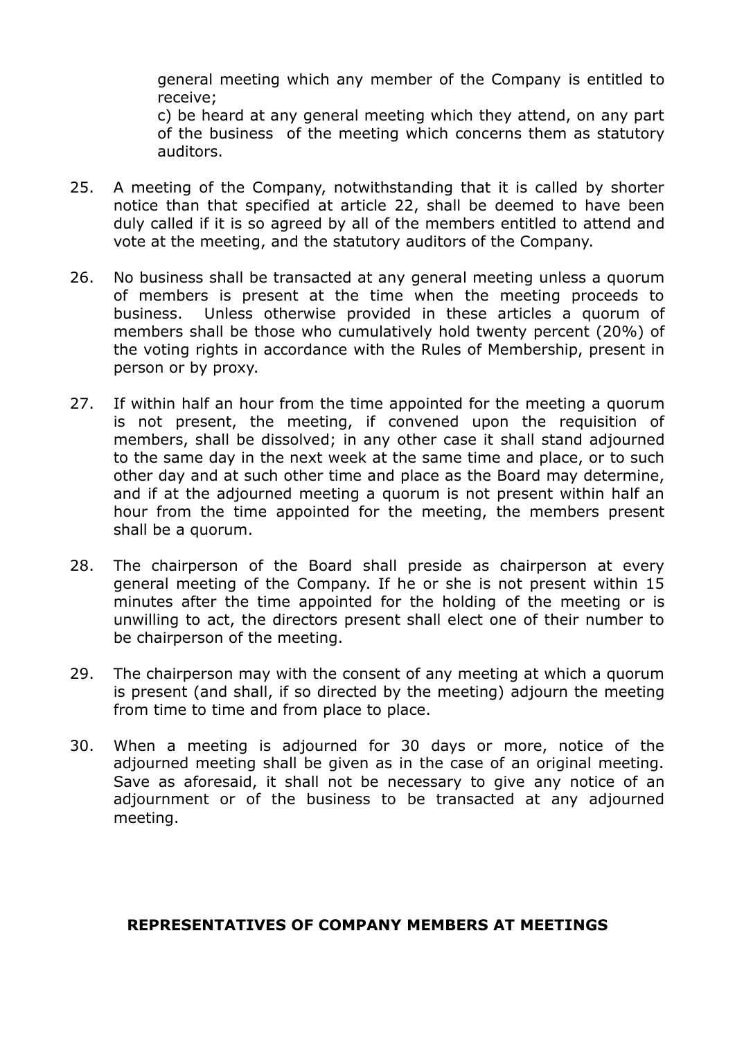general meeting which any member of the Company is entitled to receive;

c) be heard at any general meeting which they attend, on any part of the business of the meeting which concerns them as statutory auditors.

25. A meeting of the Company, notwithstanding that it is called by shorter notice than that specified at article 22, shall be deemed to have been duly called if it is so agreed by all of the members entitled to attend and vote at the meeting, and the statutory auditors of the Company.

26. No business shall be transacted at any general meeting unless a quorum of members is present at the time when the meeting proceeds to business. Unless otherwise provided in these articles a quorum of members shall be those who cumulatively hold twenty percent (20%) of the voting rights in accordance with the Rules of Membership, present in person or by proxy.

27. If within half an hour from the time appointed for the meeting a quorum is not present, the meeting, if convened upon the requisition of members, shall be dissolved; in any other case it shall stand adjourned to the same day in the next week at the same time and place, or to such other day and at such other time and place as the Board may determine, and if at the adjourned meeting a quorum is not present within half an hour from the time appointed for the meeting, the members present shall be a quorum.

28. The chairperson of the Board shall preside as chairperson at every general meeting of the Company. If he or she is not present within 15 minutes after the time appointed for the holding of the meeting or is unwilling to act, the directors present shall elect one of their number to be chairperson of the meeting.

29. The chairperson may with the consent of any meeting at which a quorum is present (and shall, if so directed by the meeting) adjourn the meeting from time to time and from place to place.

30. When a meeting is adjourned for 30 days or more, notice of the adjourned meeting shall be given as in the case of an original meeting. Save as aforesaid, it shall not be necessary to give any notice of an adjournment or of the business to be transacted at any adjourned meeting.

## REPRESENTATIVES OF COMPANY MEMBERS AT MEETINGS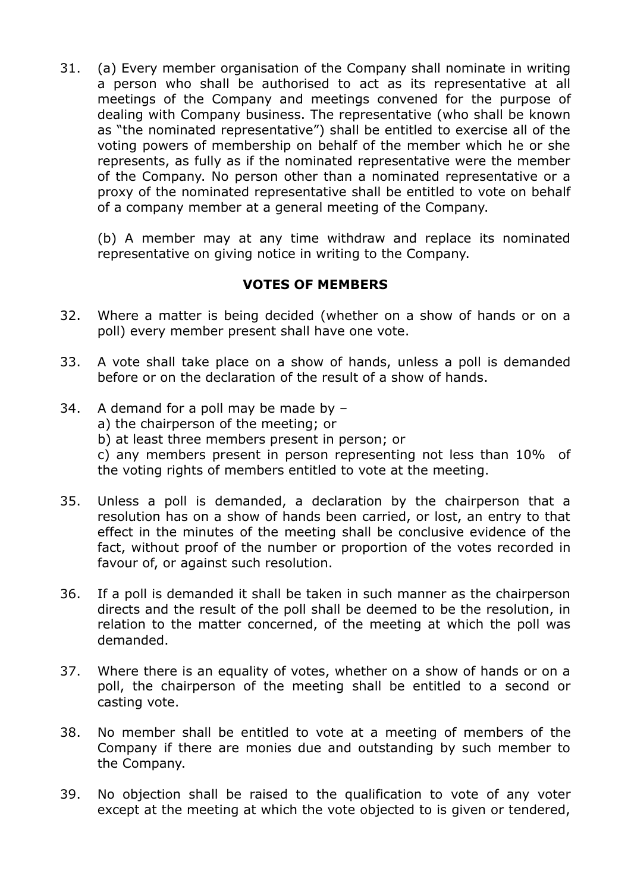31. (a) Every member organisation of the Company shall nominate in writing a person who shall be authorised to act as its representative at all meetings of the Company and meetings convened for the purpose of dealing with Company business. The representative (who shall be known as "the nominated representative") shall be entitled to exercise all of the voting powers of membership on behalf of the member which he or she represents, as fully as if the nominated representative were the member of the Company. No person other than a nominated representative or a proxy of the nominated representative shall be entitled to vote on behalf of a company member at a general meeting of the Company.

    (b) A member may at any time withdraw and replace its nominated representative on giving notice in writing to the Company.

**VOTES OF MEMBERS**

32. Where a matter is being decided (whether on a show of hands or on a poll) every member present shall have one vote.

33. A vote shall take place on a show of hands, unless a poll is demanded before or on the declaration of the result of a show of hands.

34. A demand for a poll may be made by –
    a) the chairperson of the meeting; or
    b) at least three members present in person; or
    c) any members present in person representing not less than 10% of the voting rights of members entitled to vote at the meeting.

35. Unless a poll is demanded, a declaration by the chairperson that a resolution has on a show of hands been carried, or lost, an entry to that effect in the minutes of the meeting shall be conclusive evidence of the fact, without proof of the number or proportion of the votes recorded in favour of, or against such resolution.

36. If a poll is demanded it shall be taken in such manner as the chairperson directs and the result of the poll shall be deemed to be the resolution, in relation to the matter concerned, of the meeting at which the poll was demanded.

37. Where there is an equality of votes, whether on a show of hands or on a poll, the chairperson of the meeting shall be entitled to a second or casting vote.

38. No member shall be entitled to vote at a meeting of members of the Company if there are monies due and outstanding by such member to the Company.

39. No objection shall be raised to the qualification to vote of any voter except at the meeting at which the vote objected to is given or tendered,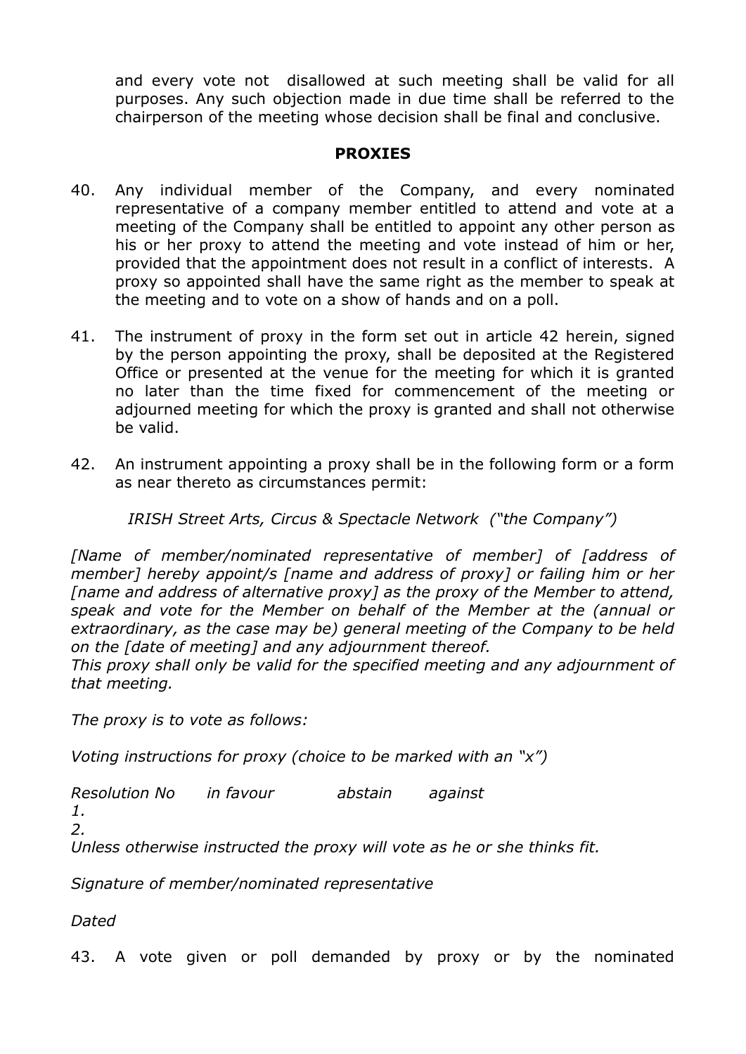and every vote not disallowed at such meeting shall be valid for all purposes. Any such objection made in due time shall be referred to the chairperson of the meeting whose decision shall be final and conclusive.

## PROXIES

40. Any individual member of the Company, and every nominated representative of a company member entitled to attend and vote at a meeting of the Company shall be entitled to appoint any other person as his or her proxy to attend the meeting and vote instead of him or her, provided that the appointment does not result in a conflict of interests. A proxy so appointed shall have the same right as the member to speak at the meeting and to vote on a show of hands and on a poll.

41. The instrument of proxy in the form set out in article 42 herein, signed by the person appointing the proxy, shall be deposited at the Registered Office or presented at the venue for the meeting for which it is granted no later than the time fixed for commencement of the meeting or adjourned meeting for which the proxy is granted and shall not otherwise be valid.

42. An instrument appointing a proxy shall be in the following form or a form as near thereto as circumstances permit:

*IRISH Street Arts, Circus & Spectacle Network ("the Company")*

*[Name of member/nominated representative of member] of [address of member] hereby appoint/s [name and address of proxy] or failing him or her [name and address of alternative proxy] as the proxy of the Member to attend, speak and vote for the Member on behalf of the Member at the (annual or extraordinary, as the case may be) general meeting of the Company to be held on the [date of meeting] and any adjournment thereof.*
*This proxy shall only be valid for the specified meeting and any adjournment of that meeting.*

*The proxy is to vote as follows:*

*Voting instructions for proxy (choice to be marked with an "x")*

| *Resolution No* | *in favour* | *abstain* | *against* |
|---|---|---|---|
| *1.* | | | |
| *2.* | | | |

*Unless otherwise instructed the proxy will vote as he or she thinks fit.*

*Signature of member/nominated representative*

*Dated*

43. A vote given or poll demanded by proxy or by the nominated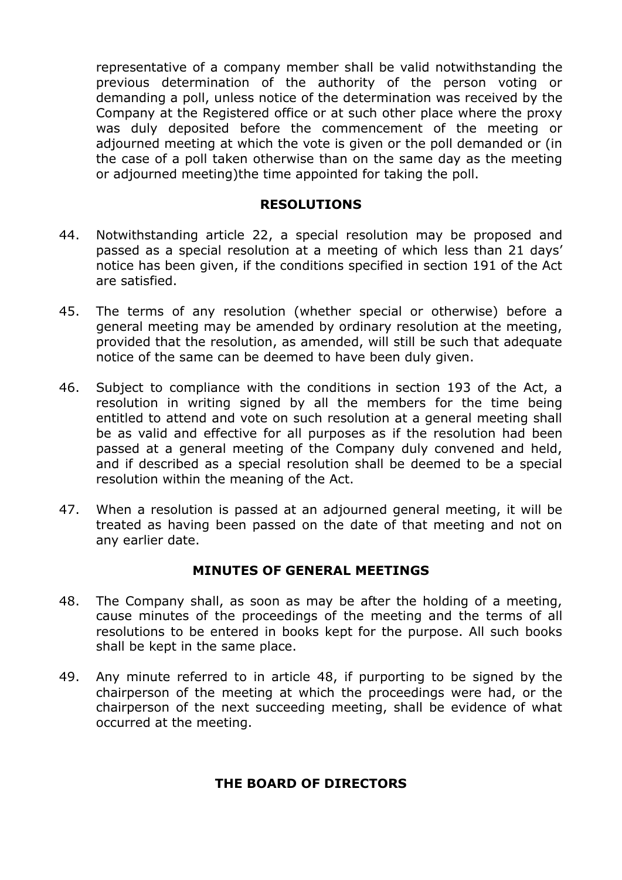representative of a company member shall be valid notwithstanding the previous determination of the authority of the person voting or demanding a poll, unless notice of the determination was received by the Company at the Registered office or at such other place where the proxy was duly deposited before the commencement of the meeting or adjourned meeting at which the vote is given or the poll demanded or (in the case of a poll taken otherwise than on the same day as the meeting or adjourned meeting)the time appointed for taking the poll.

## RESOLUTIONS

44. Notwithstanding article 22, a special resolution may be proposed and passed as a special resolution at a meeting of which less than 21 days' notice has been given, if the conditions specified in section 191 of the Act are satisfied.

45. The terms of any resolution (whether special or otherwise) before a general meeting may be amended by ordinary resolution at the meeting, provided that the resolution, as amended, will still be such that adequate notice of the same can be deemed to have been duly given.

46. Subject to compliance with the conditions in section 193 of the Act, a resolution in writing signed by all the members for the time being entitled to attend and vote on such resolution at a general meeting shall be as valid and effective for all purposes as if the resolution had been passed at a general meeting of the Company duly convened and held, and if described as a special resolution shall be deemed to be a special resolution within the meaning of the Act.

47. When a resolution is passed at an adjourned general meeting, it will be treated as having been passed on the date of that meeting and not on any earlier date.

## MINUTES OF GENERAL MEETINGS

48. The Company shall, as soon as may be after the holding of a meeting, cause minutes of the proceedings of the meeting and the terms of all resolutions to be entered in books kept for the purpose. All such books shall be kept in the same place.

49. Any minute referred to in article 48, if purporting to be signed by the chairperson of the meeting at which the proceedings were had, or the chairperson of the next succeeding meeting, shall be evidence of what occurred at the meeting.

## THE BOARD OF DIRECTORS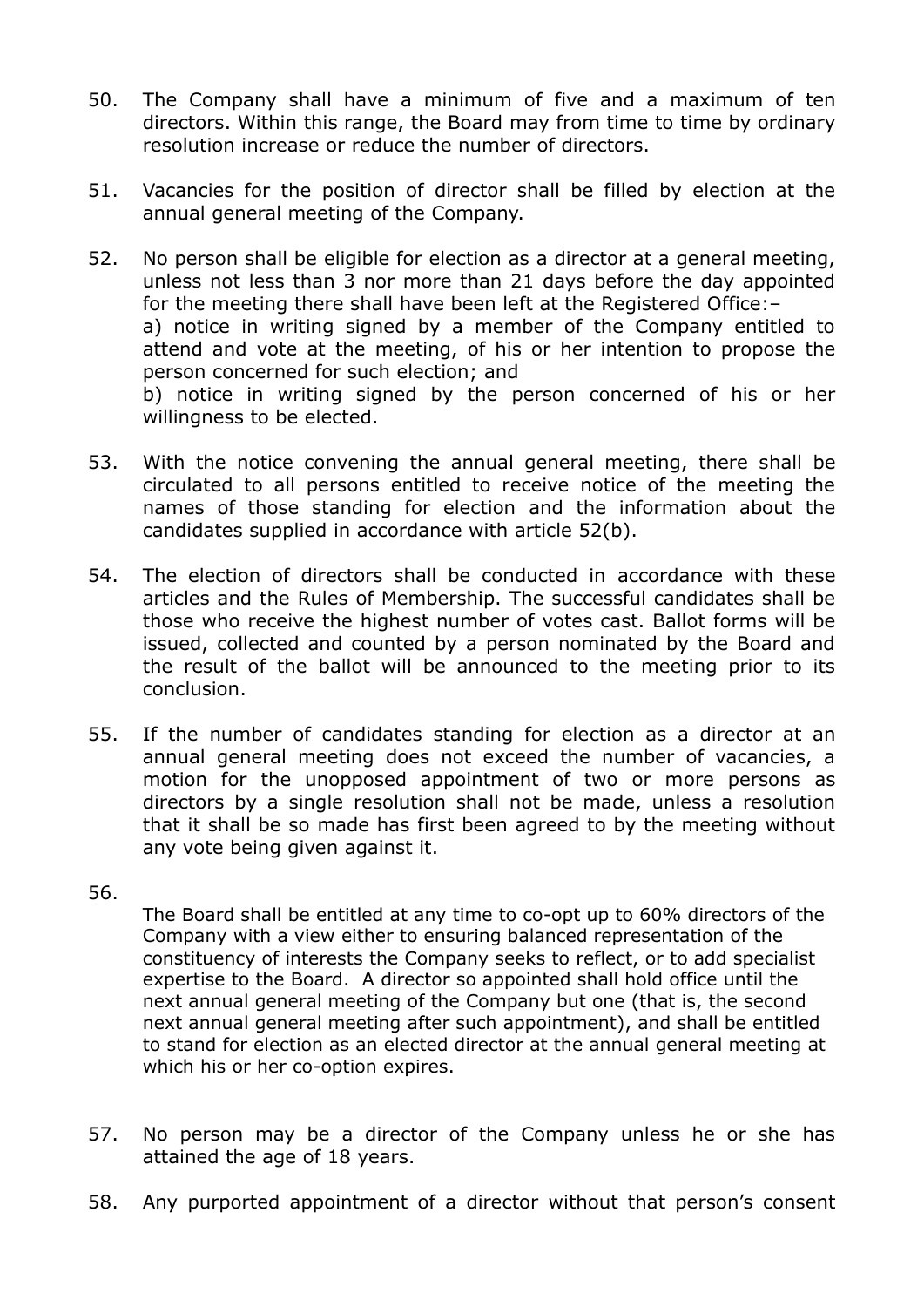50. The Company shall have a minimum of five and a maximum of ten directors. Within this range, the Board may from time to time by ordinary resolution increase or reduce the number of directors.

51. Vacancies for the position of director shall be filled by election at the annual general meeting of the Company.

52. No person shall be eligible for election as a director at a general meeting, unless not less than 3 nor more than 21 days before the day appointed for the meeting there shall have been left at the Registered Office:–
    a) notice in writing signed by a member of the Company entitled to attend and vote at the meeting, of his or her intention to propose the person concerned for such election; and
    b) notice in writing signed by the person concerned of his or her willingness to be elected.

53. With the notice convening the annual general meeting, there shall be circulated to all persons entitled to receive notice of the meeting the names of those standing for election and the information about the candidates supplied in accordance with article 52(b).

54. The election of directors shall be conducted in accordance with these articles and the Rules of Membership. The successful candidates shall be those who receive the highest number of votes cast. Ballot forms will be issued, collected and counted by a person nominated by the Board and the result of the ballot will be announced to the meeting prior to its conclusion.

55. If the number of candidates standing for election as a director at an annual general meeting does not exceed the number of vacancies, a motion for the unopposed appointment of two or more persons as directors by a single resolution shall not be made, unless a resolution that it shall be so made has first been agreed to by the meeting without any vote being given against it.

56. The Board shall be entitled at any time to co-opt up to 60% directors of the Company with a view either to ensuring balanced representation of the constituency of interests the Company seeks to reflect, or to add specialist expertise to the Board. A director so appointed shall hold office until the next annual general meeting of the Company but one (that is, the second next annual general meeting after such appointment), and shall be entitled to stand for election as an elected director at the annual general meeting at which his or her co-option expires.

57. No person may be a director of the Company unless he or she has attained the age of 18 years.

58. Any purported appointment of a director without that person's consent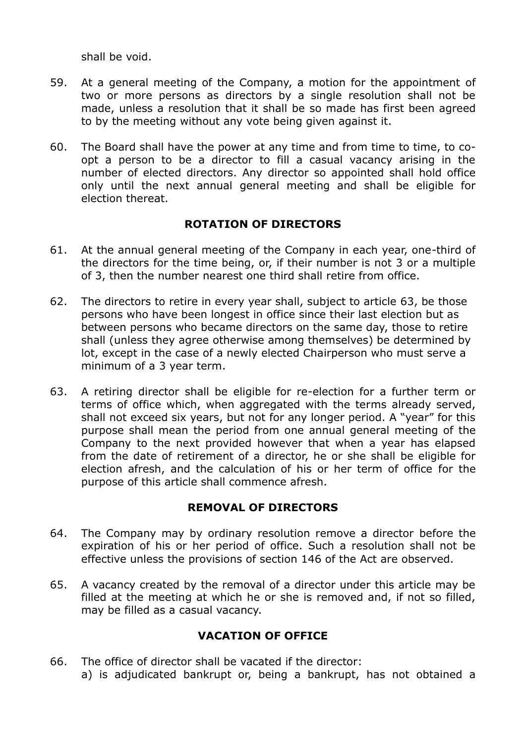shall be void.

59. At a general meeting of the Company, a motion for the appointment of two or more persons as directors by a single resolution shall not be made, unless a resolution that it shall be so made has first been agreed to by the meeting without any vote being given against it.

60. The Board shall have the power at any time and from time to time, to co-opt a person to be a director to fill a casual vacancy arising in the number of elected directors. Any director so appointed shall hold office only until the next annual general meeting and shall be eligible for election thereat.

### ROTATION OF DIRECTORS

61. At the annual general meeting of the Company in each year, one-third of the directors for the time being, or, if their number is not 3 or a multiple of 3, then the number nearest one third shall retire from office.

62. The directors to retire in every year shall, subject to article 63, be those persons who have been longest in office since their last election but as between persons who became directors on the same day, those to retire shall (unless they agree otherwise among themselves) be determined by lot, except in the case of a newly elected Chairperson who must serve a minimum of a 3 year term.

63. A retiring director shall be eligible for re-election for a further term or terms of office which, when aggregated with the terms already served, shall not exceed six years, but not for any longer period. A "year" for this purpose shall mean the period from one annual general meeting of the Company to the next provided however that when a year has elapsed from the date of retirement of a director, he or she shall be eligible for election afresh, and the calculation of his or her term of office for the purpose of this article shall commence afresh.

### REMOVAL OF DIRECTORS

64. The Company may by ordinary resolution remove a director before the expiration of his or her period of office. Such a resolution shall not be effective unless the provisions of section 146 of the Act are observed.

65. A vacancy created by the removal of a director under this article may be filled at the meeting at which he or she is removed and, if not so filled, may be filled as a casual vacancy.

### VACATION OF OFFICE

66. The office of director shall be vacated if the director:
    a) is adjudicated bankrupt or, being a bankrupt, has not obtained a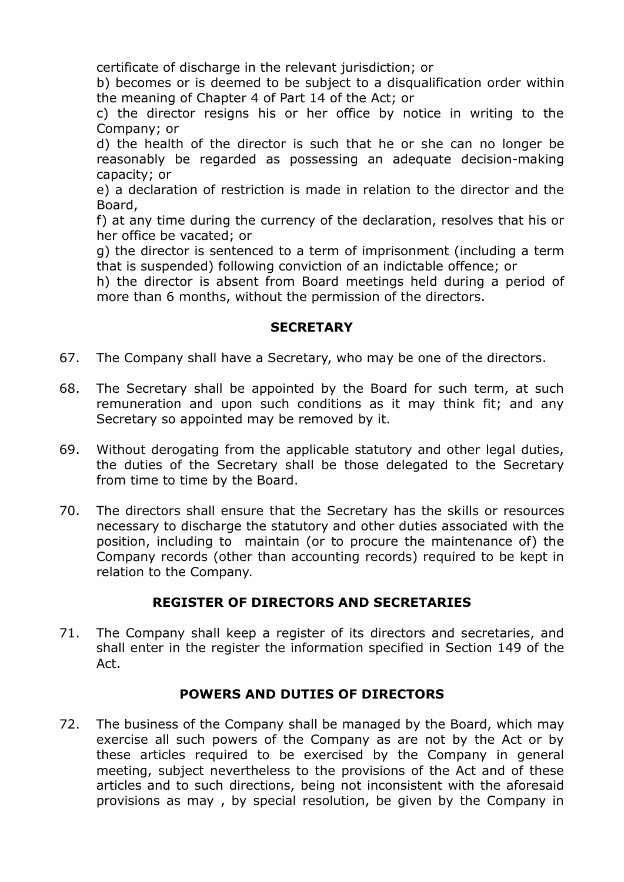certificate of discharge in the relevant jurisdiction; or

b) becomes or is deemed to be subject to a disqualification order within the meaning of Chapter 4 of Part 14 of the Act; or

c) the director resigns his or her office by notice in writing to the Company; or

d) the health of the director is such that he or she can no longer be reasonably be regarded as possessing an adequate decision-making capacity; or

e) a declaration of restriction is made in relation to the director and the Board,

f) at any time during the currency of the declaration, resolves that his or her office be vacated; or

g) the director is sentenced to a term of imprisonment (including a term that is suspended) following conviction of an indictable offence; or

h) the director is absent from Board meetings held during a period of more than 6 months, without the permission of the directors.

## SECRETARY

67. The Company shall have a Secretary, who may be one of the directors.

68. The Secretary shall be appointed by the Board for such term, at such remuneration and upon such conditions as it may think fit; and any Secretary so appointed may be removed by it.

69. Without derogating from the applicable statutory and other legal duties, the duties of the Secretary shall be those delegated to the Secretary from time to time by the Board.

70. The directors shall ensure that the Secretary has the skills or resources necessary to discharge the statutory and other duties associated with the position, including to maintain (or to procure the maintenance of) the Company records (other than accounting records) required to be kept in relation to the Company.

## REGISTER OF DIRECTORS AND SECRETARIES

71. The Company shall keep a register of its directors and secretaries, and shall enter in the register the information specified in Section 149 of the Act.

## POWERS AND DUTIES OF DIRECTORS

72. The business of the Company shall be managed by the Board, which may exercise all such powers of the Company as are not by the Act or by these articles required to be exercised by the Company in general meeting, subject nevertheless to the provisions of the Act and of these articles and to such directions, being not inconsistent with the aforesaid provisions as may , by special resolution, be given by the Company in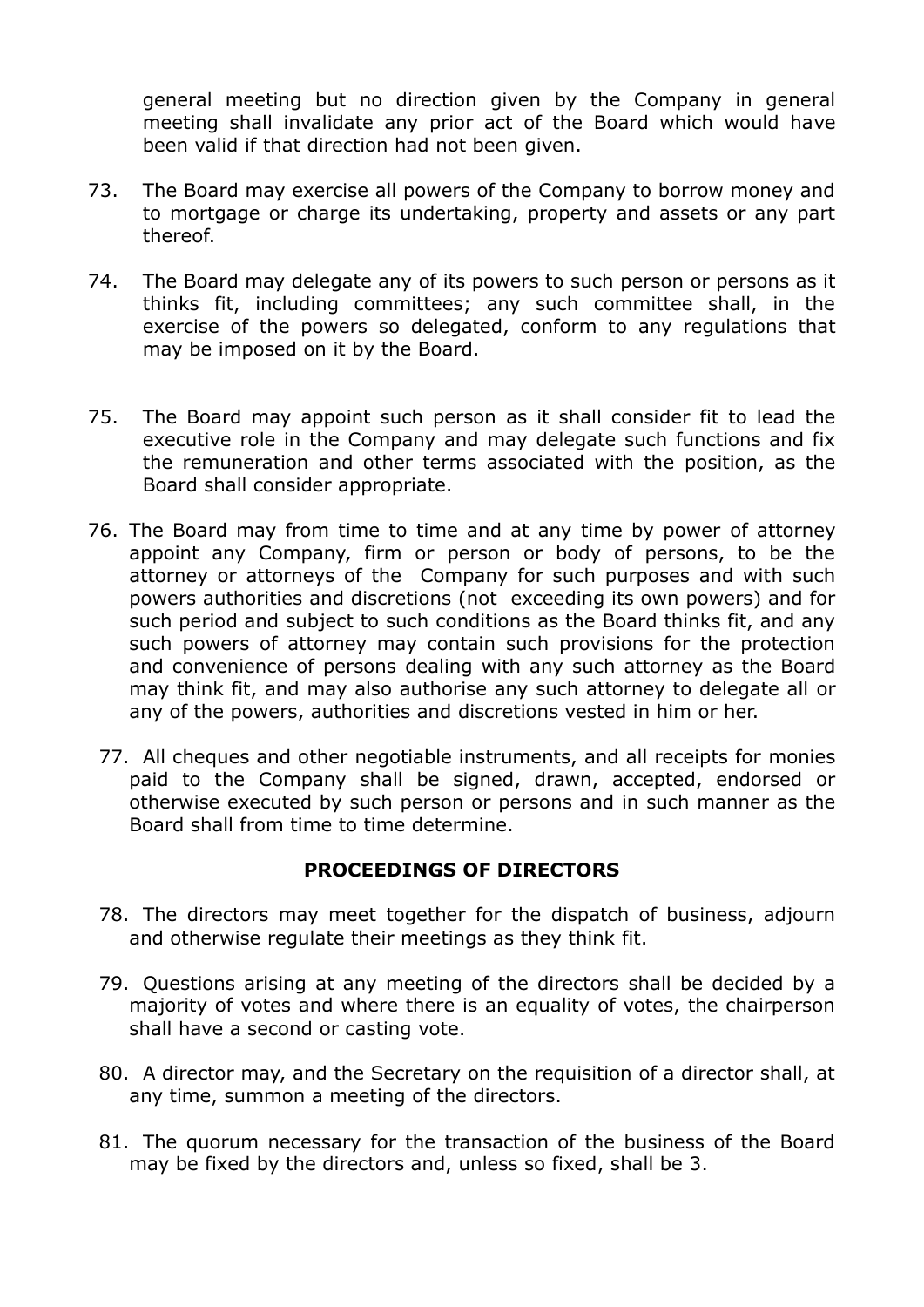general meeting but no direction given by the Company in general meeting shall invalidate any prior act of the Board which would have been valid if that direction had not been given.

73. The Board may exercise all powers of the Company to borrow money and to mortgage or charge its undertaking, property and assets or any part thereof.

74. The Board may delegate any of its powers to such person or persons as it thinks fit, including committees; any such committee shall, in the exercise of the powers so delegated, conform to any regulations that may be imposed on it by the Board.

75. The Board may appoint such person as it shall consider fit to lead the executive role in the Company and may delegate such functions and fix the remuneration and other terms associated with the position, as the Board shall consider appropriate.

76. The Board may from time to time and at any time by power of attorney appoint any Company, firm or person or body of persons, to be the attorney or attorneys of the Company for such purposes and with such powers authorities and discretions (not exceeding its own powers) and for such period and subject to such conditions as the Board thinks fit, and any such powers of attorney may contain such provisions for the protection and convenience of persons dealing with any such attorney as the Board may think fit, and may also authorise any such attorney to delegate all or any of the powers, authorities and discretions vested in him or her.

77. All cheques and other negotiable instruments, and all receipts for monies paid to the Company shall be signed, drawn, accepted, endorsed or otherwise executed by such person or persons and in such manner as the Board shall from time to time determine.

## PROCEEDINGS OF DIRECTORS

78. The directors may meet together for the dispatch of business, adjourn and otherwise regulate their meetings as they think fit.

79. Questions arising at any meeting of the directors shall be decided by a majority of votes and where there is an equality of votes, the chairperson shall have a second or casting vote.

80. A director may, and the Secretary on the requisition of a director shall, at any time, summon a meeting of the directors.

81. The quorum necessary for the transaction of the business of the Board may be fixed by the directors and, unless so fixed, shall be 3.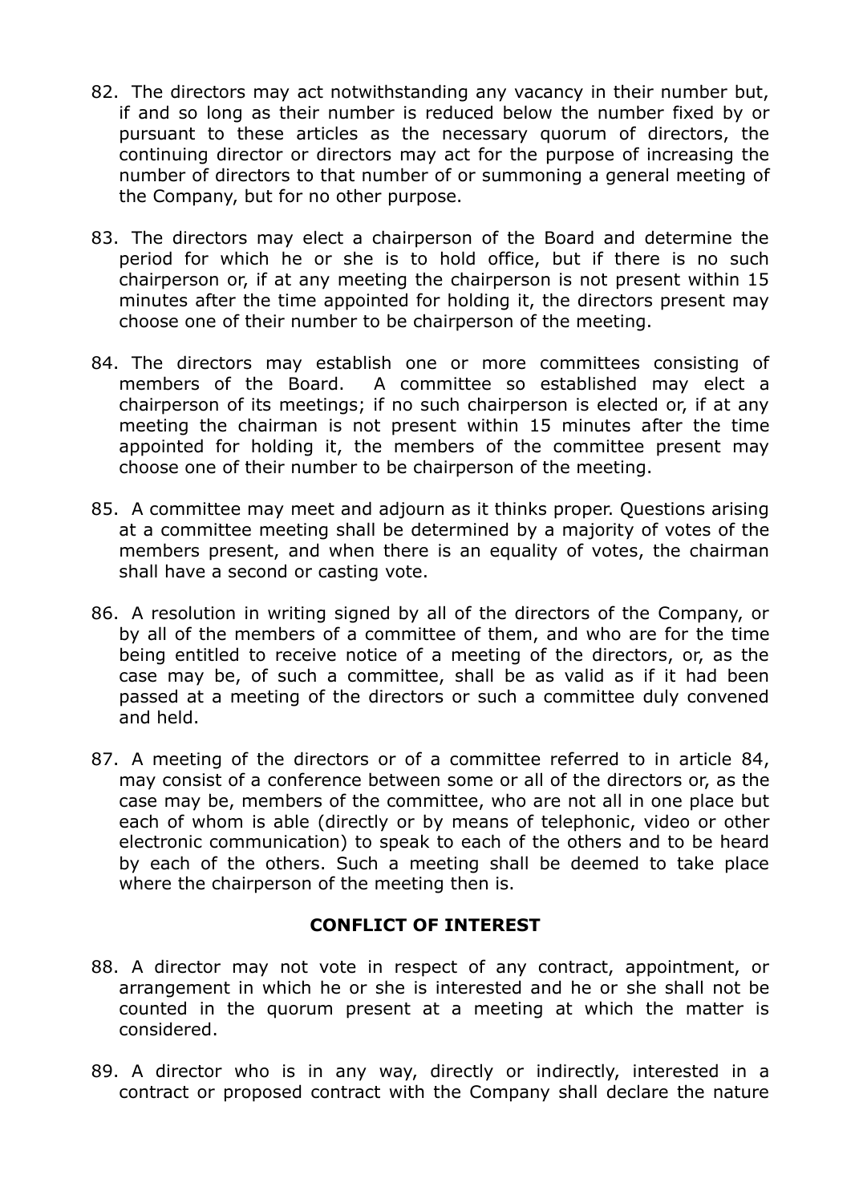82. The directors may act notwithstanding any vacancy in their number but, if and so long as their number is reduced below the number fixed by or pursuant to these articles as the necessary quorum of directors, the continuing director or directors may act for the purpose of increasing the number of directors to that number of or summoning a general meeting of the Company, but for no other purpose.

83. The directors may elect a chairperson of the Board and determine the period for which he or she is to hold office, but if there is no such chairperson or, if at any meeting the chairperson is not present within 15 minutes after the time appointed for holding it, the directors present may choose one of their number to be chairperson of the meeting.

84. The directors may establish one or more committees consisting of members of the Board. A committee so established may elect a chairperson of its meetings; if no such chairperson is elected or, if at any meeting the chairman is not present within 15 minutes after the time appointed for holding it, the members of the committee present may choose one of their number to be chairperson of the meeting.

85. A committee may meet and adjourn as it thinks proper. Questions arising at a committee meeting shall be determined by a majority of votes of the members present, and when there is an equality of votes, the chairman shall have a second or casting vote.

86. A resolution in writing signed by all of the directors of the Company, or by all of the members of a committee of them, and who are for the time being entitled to receive notice of a meeting of the directors, or, as the case may be, of such a committee, shall be as valid as if it had been passed at a meeting of the directors or such a committee duly convened and held.

87. A meeting of the directors or of a committee referred to in article 84, may consist of a conference between some or all of the directors or, as the case may be, members of the committee, who are not all in one place but each of whom is able (directly or by means of telephonic, video or other electronic communication) to speak to each of the others and to be heard by each of the others. Such a meeting shall be deemed to take place where the chairperson of the meeting then is.

## CONFLICT OF INTEREST

88. A director may not vote in respect of any contract, appointment, or arrangement in which he or she is interested and he or she shall not be counted in the quorum present at a meeting at which the matter is considered.

89. A director who is in any way, directly or indirectly, interested in a contract or proposed contract with the Company shall declare the nature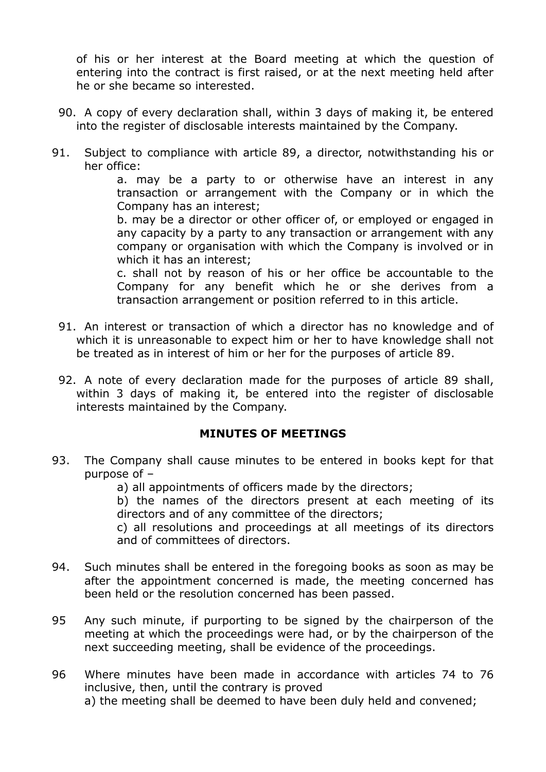of his or her interest at the Board meeting at which the question of entering into the contract is first raised, or at the next meeting held after he or she became so interested.

90. A copy of every declaration shall, within 3 days of making it, be entered into the register of disclosable interests maintained by the Company.

91. Subject to compliance with article 89, a director, notwithstanding his or her office:

    a. may be a party to or otherwise have an interest in any transaction or arrangement with the Company or in which the Company has an interest;

    b. may be a director or other officer of, or employed or engaged in any capacity by a party to any transaction or arrangement with any company or organisation with which the Company is involved or in which it has an interest;

    c. shall not by reason of his or her office be accountable to the Company for any benefit which he or she derives from a transaction arrangement or position referred to in this article.

91. An interest or transaction of which a director has no knowledge and of which it is unreasonable to expect him or her to have knowledge shall not be treated as in interest of him or her for the purposes of article 89.

92. A note of every declaration made for the purposes of article 89 shall, within 3 days of making it, be entered into the register of disclosable interests maintained by the Company.

**MINUTES OF MEETINGS**

93. The Company shall cause minutes to be entered in books kept for that purpose of –

    a) all appointments of officers made by the directors;

    b) the names of the directors present at each meeting of its directors and of any committee of the directors;

    c) all resolutions and proceedings at all meetings of its directors and of committees of directors.

94. Such minutes shall be entered in the foregoing books as soon as may be after the appointment concerned is made, the meeting concerned has been held or the resolution concerned has been passed.

95 Any such minute, if purporting to be signed by the chairperson of the meeting at which the proceedings were had, or by the chairperson of the next succeeding meeting, shall be evidence of the proceedings.

96 Where minutes have been made in accordance with articles 74 to 76 inclusive, then, until the contrary is proved

    a) the meeting shall be deemed to have been duly held and convened;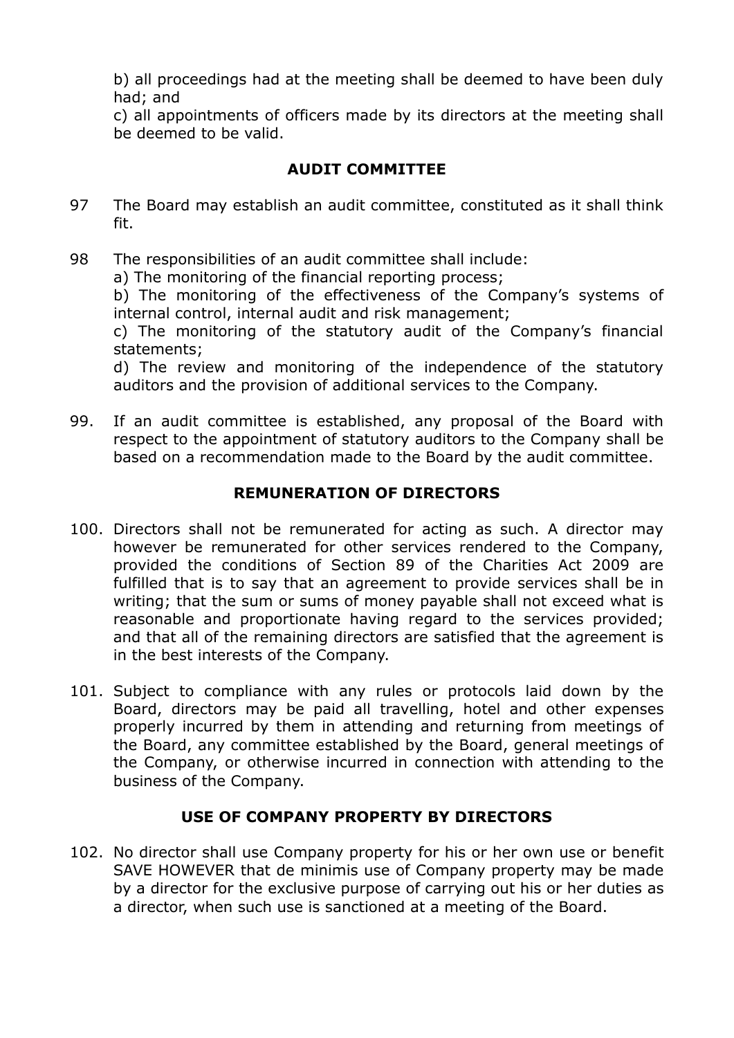b) all proceedings had at the meeting shall be deemed to have been duly had; and

c) all appointments of officers made by its directors at the meeting shall be deemed to be valid.

## AUDIT COMMITTEE

97 The Board may establish an audit committee, constituted as it shall think fit.

98 The responsibilities of an audit committee shall include:

a) The monitoring of the financial reporting process;

b) The monitoring of the effectiveness of the Company's systems of internal control, internal audit and risk management;

c) The monitoring of the statutory audit of the Company's financial statements;

d) The review and monitoring of the independence of the statutory auditors and the provision of additional services to the Company.

99. If an audit committee is established, any proposal of the Board with respect to the appointment of statutory auditors to the Company shall be based on a recommendation made to the Board by the audit committee.

## REMUNERATION OF DIRECTORS

100. Directors shall not be remunerated for acting as such. A director may however be remunerated for other services rendered to the Company, provided the conditions of Section 89 of the Charities Act 2009 are fulfilled that is to say that an agreement to provide services shall be in writing; that the sum or sums of money payable shall not exceed what is reasonable and proportionate having regard to the services provided; and that all of the remaining directors are satisfied that the agreement is in the best interests of the Company.

101. Subject to compliance with any rules or protocols laid down by the Board, directors may be paid all travelling, hotel and other expenses properly incurred by them in attending and returning from meetings of the Board, any committee established by the Board, general meetings of the Company, or otherwise incurred in connection with attending to the business of the Company.

## USE OF COMPANY PROPERTY BY DIRECTORS

102. No director shall use Company property for his or her own use or benefit SAVE HOWEVER that de minimis use of Company property may be made by a director for the exclusive purpose of carrying out his or her duties as a director, when such use is sanctioned at a meeting of the Board.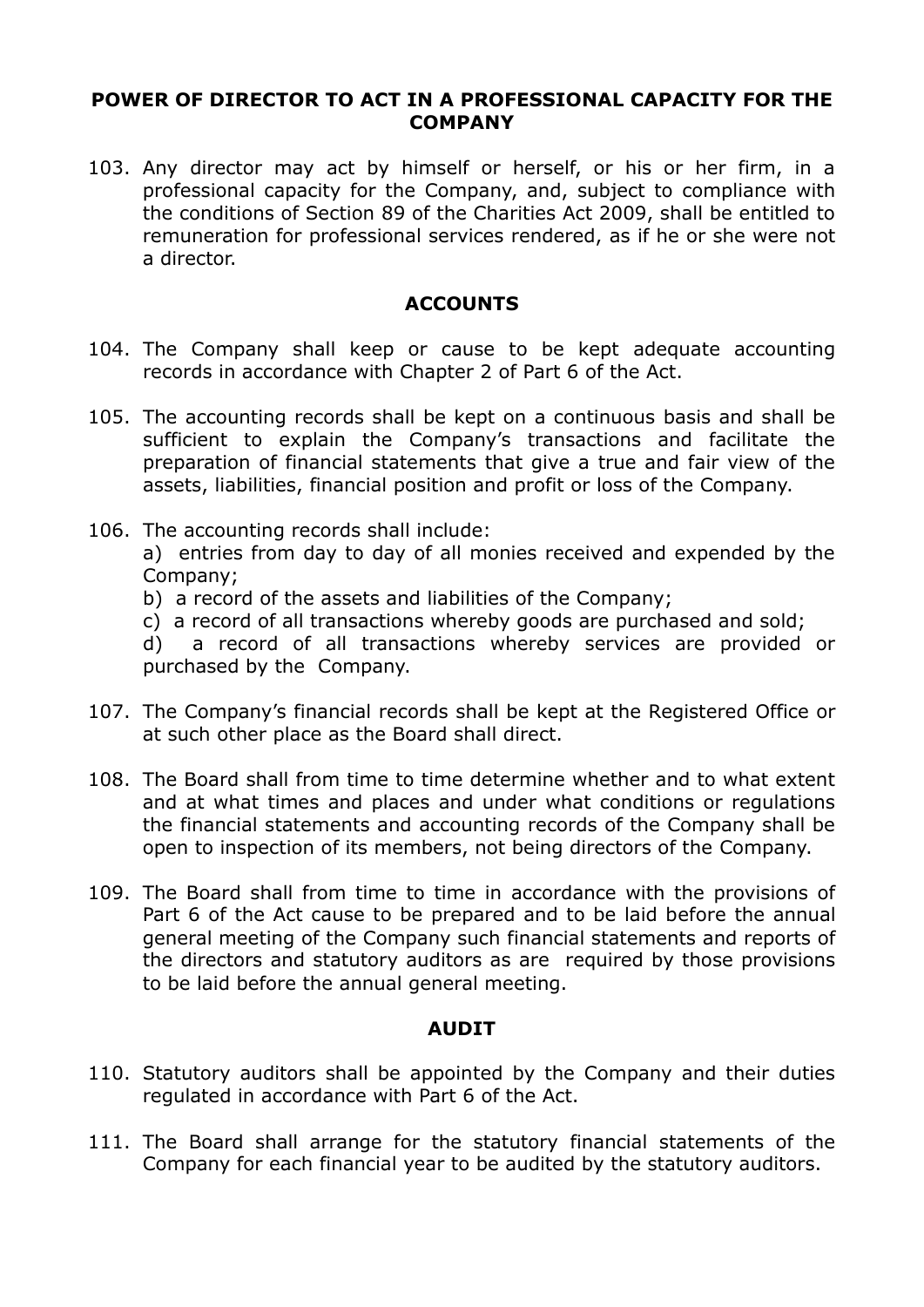## POWER OF DIRECTOR TO ACT IN A PROFESSIONAL CAPACITY FOR THE COMPANY

103. Any director may act by himself or herself, or his or her firm, in a professional capacity for the Company, and, subject to compliance with the conditions of Section 89 of the Charities Act 2009, shall be entitled to remuneration for professional services rendered, as if he or she were not a director.

## ACCOUNTS

104. The Company shall keep or cause to be kept adequate accounting records in accordance with Chapter 2 of Part 6 of the Act.

105. The accounting records shall be kept on a continuous basis and shall be sufficient to explain the Company's transactions and facilitate the preparation of financial statements that give a true and fair view of the assets, liabilities, financial position and profit or loss of the Company.

106. The accounting records shall include:
    a) entries from day to day of all monies received and expended by the Company;
    b) a record of the assets and liabilities of the Company;
    c) a record of all transactions whereby goods are purchased and sold;
    d) a record of all transactions whereby services are provided or purchased by the Company.

107. The Company's financial records shall be kept at the Registered Office or at such other place as the Board shall direct.

108. The Board shall from time to time determine whether and to what extent and at what times and places and under what conditions or regulations the financial statements and accounting records of the Company shall be open to inspection of its members, not being directors of the Company.

109. The Board shall from time to time in accordance with the provisions of Part 6 of the Act cause to be prepared and to be laid before the annual general meeting of the Company such financial statements and reports of the directors and statutory auditors as are required by those provisions to be laid before the annual general meeting.

## AUDIT

110. Statutory auditors shall be appointed by the Company and their duties regulated in accordance with Part 6 of the Act.

111. The Board shall arrange for the statutory financial statements of the Company for each financial year to be audited by the statutory auditors.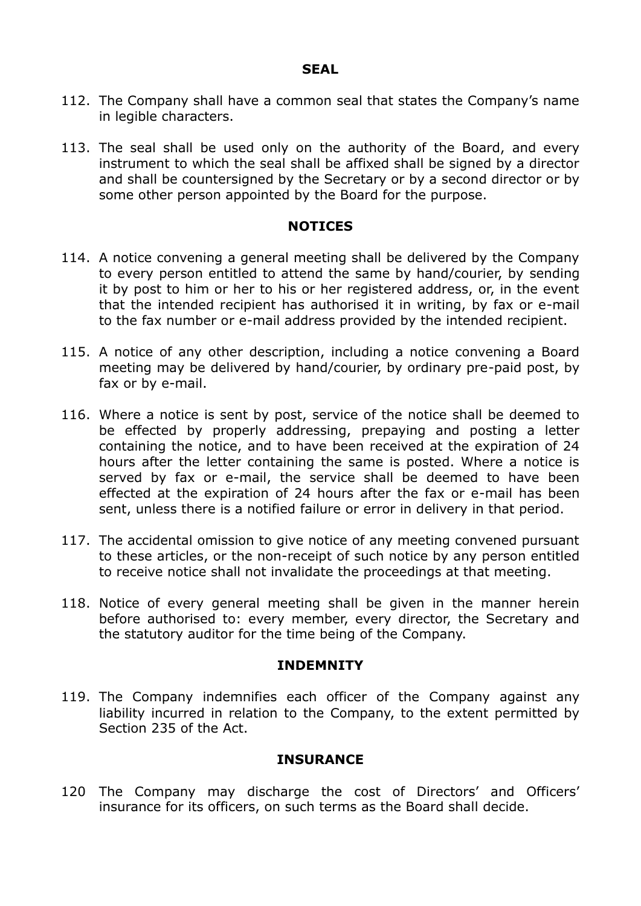## SEAL

112. The Company shall have a common seal that states the Company's name in legible characters.

113. The seal shall be used only on the authority of the Board, and every instrument to which the seal shall be affixed shall be signed by a director and shall be countersigned by the Secretary or by a second director or by some other person appointed by the Board for the purpose.

## NOTICES

114. A notice convening a general meeting shall be delivered by the Company to every person entitled to attend the same by hand/courier, by sending it by post to him or her to his or her registered address, or, in the event that the intended recipient has authorised it in writing, by fax or e-mail to the fax number or e-mail address provided by the intended recipient.

115. A notice of any other description, including a notice convening a Board meeting may be delivered by hand/courier, by ordinary pre-paid post, by fax or by e-mail.

116. Where a notice is sent by post, service of the notice shall be deemed to be effected by properly addressing, prepaying and posting a letter containing the notice, and to have been received at the expiration of 24 hours after the letter containing the same is posted. Where a notice is served by fax or e-mail, the service shall be deemed to have been effected at the expiration of 24 hours after the fax or e-mail has been sent, unless there is a notified failure or error in delivery in that period.

117. The accidental omission to give notice of any meeting convened pursuant to these articles, or the non-receipt of such notice by any person entitled to receive notice shall not invalidate the proceedings at that meeting.

118. Notice of every general meeting shall be given in the manner herein before authorised to: every member, every director, the Secretary and the statutory auditor for the time being of the Company.

## INDEMNITY

119. The Company indemnifies each officer of the Company against any liability incurred in relation to the Company, to the extent permitted by Section 235 of the Act.

## INSURANCE

120 The Company may discharge the cost of Directors' and Officers' insurance for its officers, on such terms as the Board shall decide.